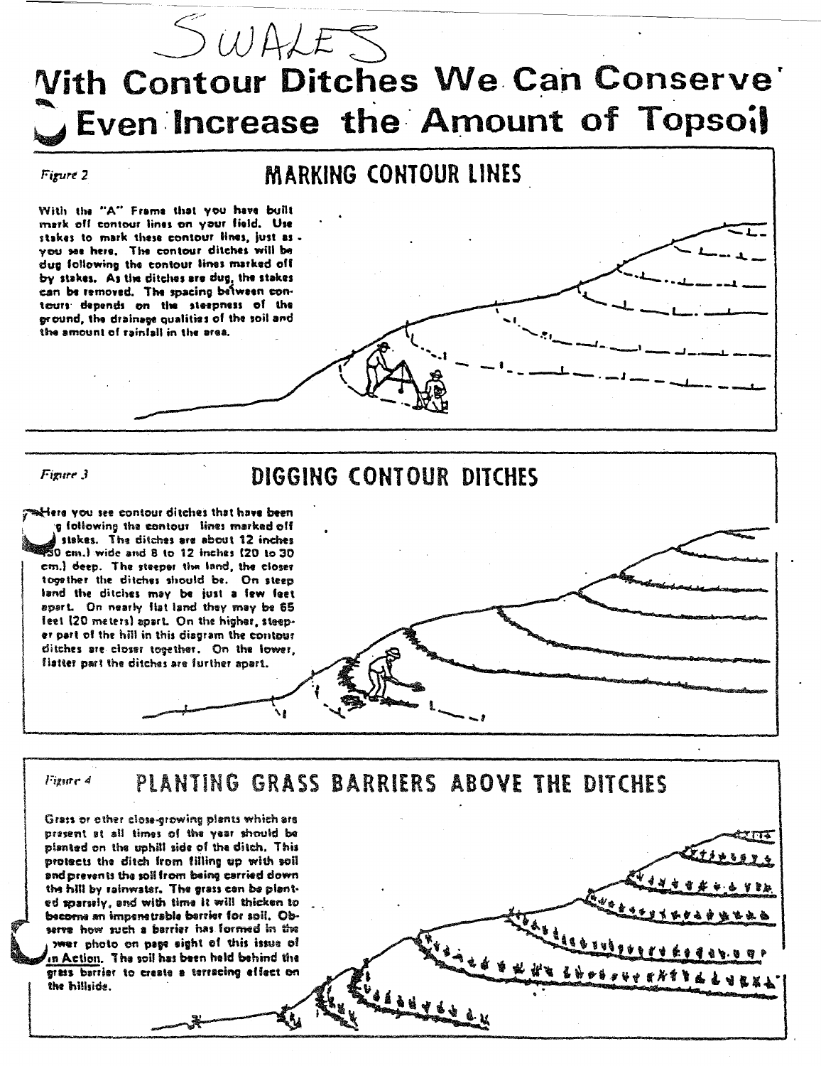SWALES

# With Contour Ditches We Can Conserve Even Increase the Amount of Topsoil

*Figure 2*

## MARKING CONTOUR LINES

With the "A" Frame that you have built mark off contour lines on your field. Use stakes to mark these contour lines, just as you see here. The contour ditches will be dug following the contour lines marked off by stakes. As the ditches are dug, the stakes can be removed. The spacing between contours depends on the steepness of the ground, the drainage qualities of the soil and the amount of rainfall in the area.

*Figure 3*

## DIGGING CONTOUR DITCHES

Here you see contour ditches that have been dug following the contour lines marked off by stakes. The ditches are about 12 inches (30 cm.) wide and 8 to 12 inches (20 to 30 cm.) deep. The steeper the land, the closer together the ditches should be. On steep land the ditches may be just a few feet apart. On nearly flat land they may be 65 feet (20 meters) apart. On the higher, steeper part of the hill in this diagram the contour ditches are closer together. On the lower, flatter part the ditches are further apart.

*Figure 4*

## PLANTING GRASS BARRIERS ABOVE THE DITCHES

Grass or other close-growing plants which are present at all times of the year should be planted on the uphill side of the ditch. This protects the ditch from filling up with soil and prevents the soil from being carried down the hill by rainwater. The grass can be planted sparsely, and with time it will thicken to become an impenetrable barrier for soil. Observe how such a barrier has formed in the lower photo on page eight of this issue of In Action. The soil has been held behind the grass barrier to create a terracing effect on the hillside.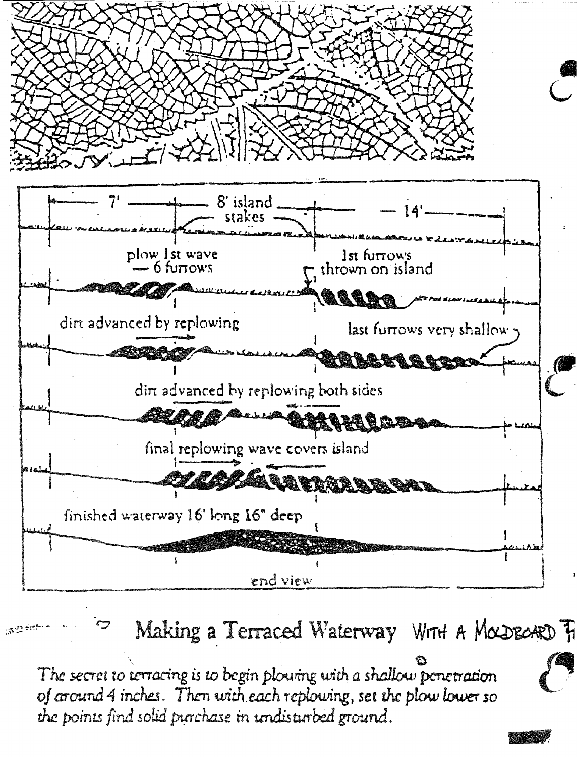7' | 8' island | 14'

stakes

plow 1st wave — 6 furrows

1st furrows thrown on island

dirt advanced by replowing

last furrows very shallow

dirt advanced by replowing both sides

final replowing wave covers island

finished waterway 16' long 16" deep

end view

## Making a Terraced Waterway WITH A MOLDBOARD P

*The secret to terracing is to begin plowing with a shallow penetration of around 4 inches. Then with each replowing, set the plow lower so the points find solid purchase in undisturbed ground.*